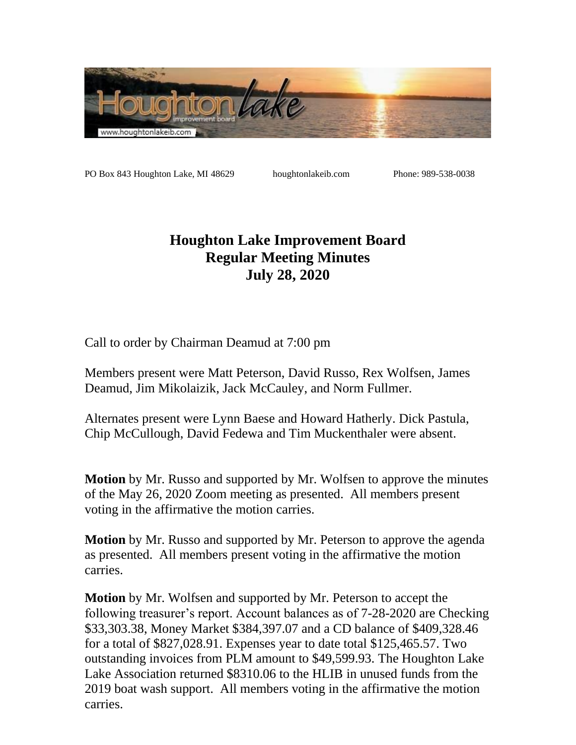PO Box 843 Houghton Lake, MI 48629 houghtonlakeib.com Phone: 989-538-0038

# Houghton Lake Improvement Board
## Regular Meeting Minutes
## July 28, 2020

Call to order by Chairman Deamud at 7:00 pm

Members present were Matt Peterson, David Russo, Rex Wolfsen, James Deamud, Jim Mikolaizik, Jack McCauley, and Norm Fullmer.

Alternates present were Lynn Baese and Howard Hatherly. Dick Pastula, Chip McCullough, David Fedewa and Tim Muckenthaler were absent.

**Motion** by Mr. Russo and supported by Mr. Wolfsen to approve the minutes of the May 26, 2020 Zoom meeting as presented. All members present voting in the affirmative the motion carries.

**Motion** by Mr. Russo and supported by Mr. Peterson to approve the agenda as presented. All members present voting in the affirmative the motion carries.

**Motion** by Mr. Wolfsen and supported by Mr. Peterson to accept the following treasurer's report. Account balances as of 7-28-2020 are Checking $33,303.38, Money Market $384,397.07 and a CD balance of $409,328.46 for a total of $827,028.91. Expenses year to date total $125,465.57. Two outstanding invoices from PLM amount to $49,599.93. The Houghton Lake Lake Association returned $8310.06 to the HLIB in unused funds from the 2019 boat wash support. All members voting in the affirmative the motion carries.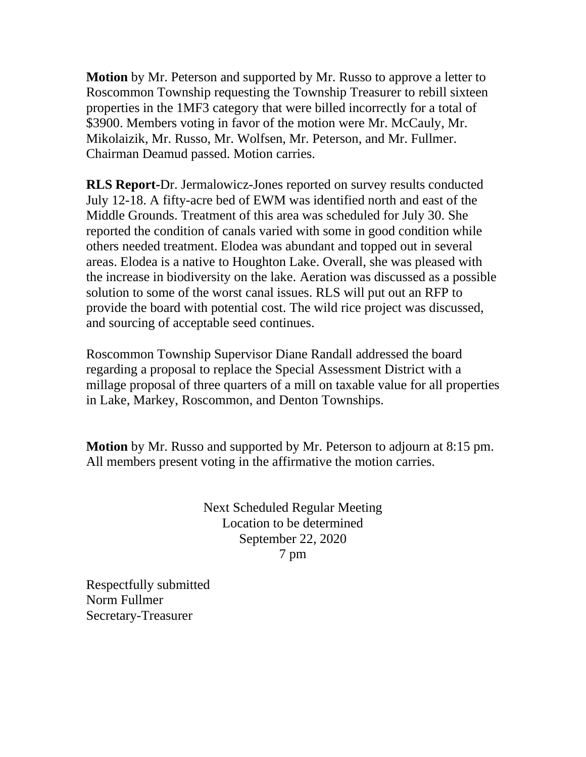**Motion** by Mr. Peterson and supported by Mr. Russo to approve a letter to Roscommon Township requesting the Township Treasurer to rebill sixteen properties in the 1MF3 category that were billed incorrectly for a total of $3900. Members voting in favor of the motion were Mr. McCauly, Mr. Mikolaizik, Mr. Russo, Mr. Wolfsen, Mr. Peterson, and Mr. Fullmer. Chairman Deamud passed. Motion carries.

**RLS Report-**Dr. Jermalowicz-Jones reported on survey results conducted July 12-18. A fifty-acre bed of EWM was identified north and east of the Middle Grounds. Treatment of this area was scheduled for July 30. She reported the condition of canals varied with some in good condition while others needed treatment. Elodea was abundant and topped out in several areas. Elodea is a native to Houghton Lake. Overall, she was pleased with the increase in biodiversity on the lake. Aeration was discussed as a possible solution to some of the worst canal issues. RLS will put out an RFP to provide the board with potential cost. The wild rice project was discussed, and sourcing of acceptable seed continues.

Roscommon Township Supervisor Diane Randall addressed the board regarding a proposal to replace the Special Assessment District with a millage proposal of three quarters of a mill on taxable value for all properties in Lake, Markey, Roscommon, and Denton Townships.

**Motion** by Mr. Russo and supported by Mr. Peterson to adjourn at 8:15 pm. All members present voting in the affirmative the motion carries.

Next Scheduled Regular Meeting
Location to be determined
September 22, 2020
7 pm

Respectfully submitted
Norm Fullmer
Secretary-Treasurer